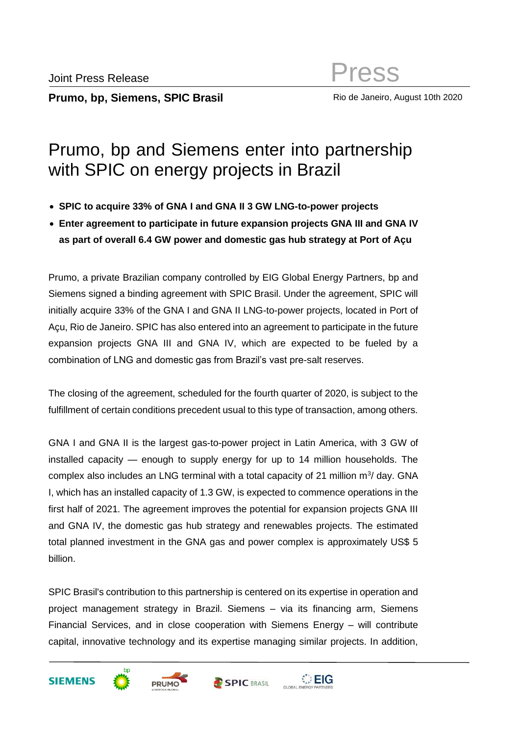Joint Press Release

Press

**Prumo, bp, Siemens, SPIC Brasil**

Rio de Janeiro, August 10th 2020

# Prumo, bp and Siemens enter into partnership with SPIC on energy projects in Brazil

- **SPIC to acquire 33% of GNA I and GNA II 3 GW LNG-to-power projects**
- **Enter agreement to participate in future expansion projects GNA III and GNA IV as part of overall 6.4 GW power and domestic gas hub strategy at Port of Açu**

Prumo, a private Brazilian company controlled by EIG Global Energy Partners, bp and Siemens signed a binding agreement with SPIC Brasil. Under the agreement, SPIC will initially acquire 33% of the GNA I and GNA II LNG-to-power projects, located in Port of Açu, Rio de Janeiro. SPIC has also entered into an agreement to participate in the future expansion projects GNA III and GNA IV, which are expected to be fueled by a combination of LNG and domestic gas from Brazil's vast pre-salt reserves.

The closing of the agreement, scheduled for the fourth quarter of 2020, is subject to the fulfillment of certain conditions precedent usual to this type of transaction, among others.

GNA I and GNA II is the largest gas-to-power project in Latin America, with 3 GW of installed capacity — enough to supply energy for up to 14 million households. The complex also includes an LNG terminal with a total capacity of 21 million $m^3$/ day. GNA I, which has an installed capacity of 1.3 GW, is expected to commence operations in the first half of 2021. The agreement improves the potential for expansion projects GNA III and GNA IV, the domestic gas hub strategy and renewables projects. The estimated total planned investment in the GNA gas and power complex is approximately US$ 5 billion.

SPIC Brasil's contribution to this partnership is centered on its expertise in operation and project management strategy in Brazil. Siemens – via its financing arm, Siemens Financial Services, and in close cooperation with Siemens Energy – will contribute capital, innovative technology and its expertise managing similar projects. In addition,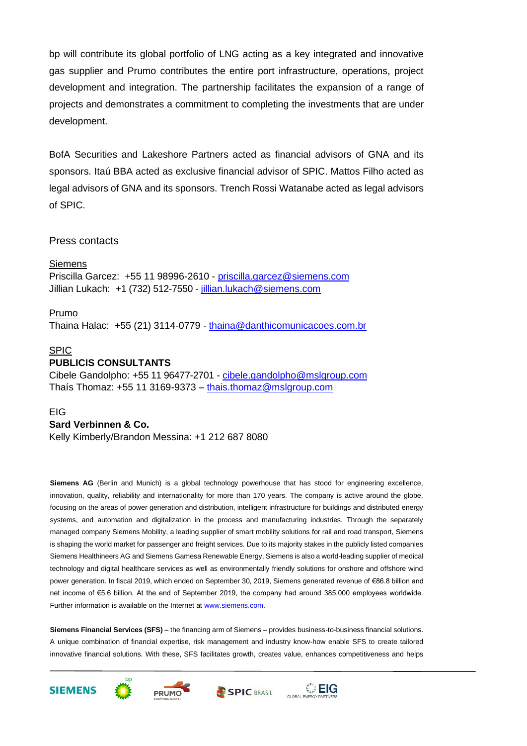bp will contribute its global portfolio of LNG acting as a key integrated and innovative gas supplier and Prumo contributes the entire port infrastructure, operations, project development and integration. The partnership facilitates the expansion of a range of projects and demonstrates a commitment to completing the investments that are under development.

BofA Securities and Lakeshore Partners acted as financial advisors of GNA and its sponsors. Itaú BBA acted as exclusive financial advisor of SPIC. Mattos Filho acted as legal advisors of GNA and its sponsors. Trench Rossi Watanabe acted as legal advisors of SPIC.

Press contacts

Siemens
Priscilla Garcez: +55 11 98996-2610 - priscilla.garcez@siemens.com
Jillian Lukach: +1 (732) 512-7550 - jillian.lukach@siemens.com

Prumo
Thaina Halac: +55 (21) 3114-0779 - thaina@danthicomunicacoes.com.br

SPIC
**PUBLICIS CONSULTANTS**
Cibele Gandolpho: +55 11 96477-2701 - cibele.gandolpho@mslgroup.com
Thaís Thomaz: +55 11 3169-9373 – thais.thomaz@mslgroup.com

EIG
**Sard Verbinnen & Co.**
Kelly Kimberly/Brandon Messina: +1 212 687 8080

**Siemens AG** (Berlin and Munich) is a global technology powerhouse that has stood for engineering excellence, innovation, quality, reliability and internationality for more than 170 years. The company is active around the globe, focusing on the areas of power generation and distribution, intelligent infrastructure for buildings and distributed energy systems, and automation and digitalization in the process and manufacturing industries. Through the separately managed company Siemens Mobility, a leading supplier of smart mobility solutions for rail and road transport, Siemens is shaping the world market for passenger and freight services. Due to its majority stakes in the publicly listed companies Siemens Healthineers AG and Siemens Gamesa Renewable Energy, Siemens is also a world-leading supplier of medical technology and digital healthcare services as well as environmentally friendly solutions for onshore and offshore wind power generation. In fiscal 2019, which ended on September 30, 2019, Siemens generated revenue of €86.8 billion and net income of €5.6 billion. At the end of September 2019, the company had around 385,000 employees worldwide. Further information is available on the Internet at www.siemens.com.

**Siemens Financial Services (SFS)** – the financing arm of Siemens – provides business-to-business financial solutions. A unique combination of financial expertise, risk management and industry know-how enable SFS to create tailored innovative financial solutions. With these, SFS facilitates growth, creates value, enhances competitiveness and helps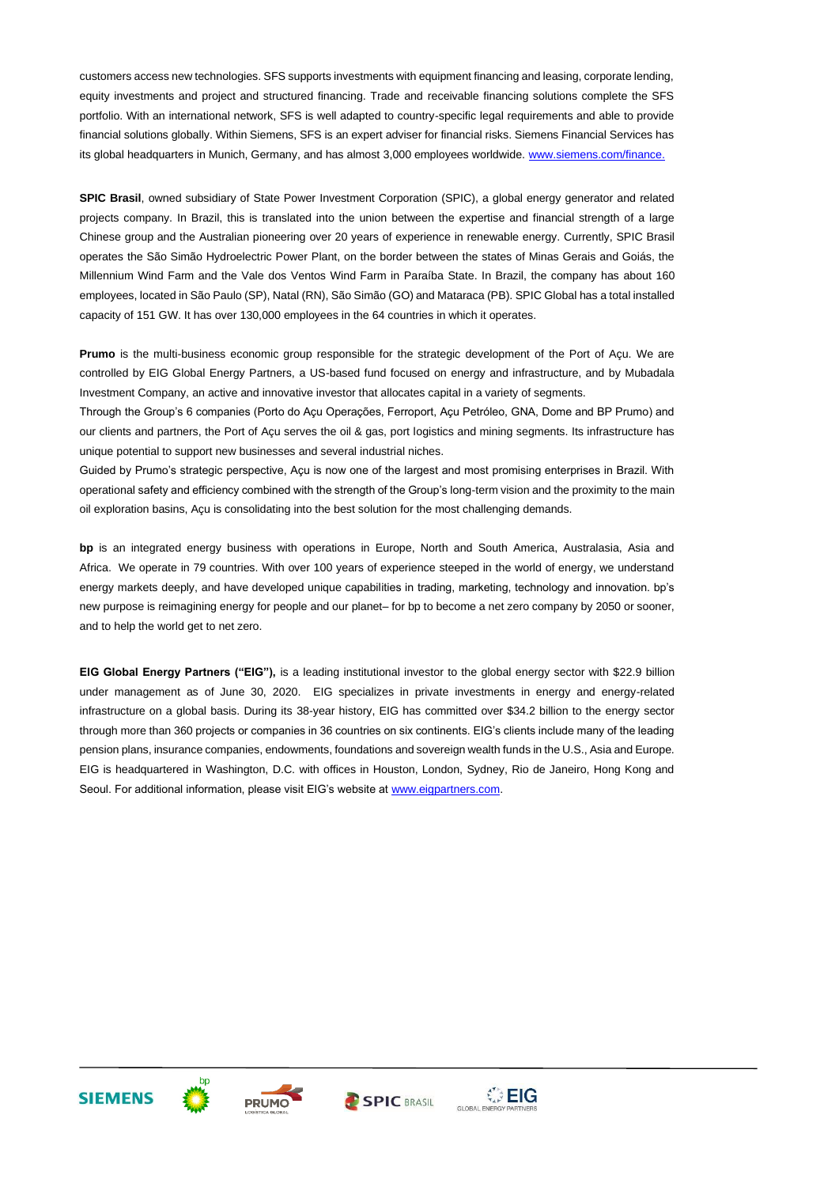customers access new technologies. SFS supports investments with equipment financing and leasing, corporate lending, equity investments and project and structured financing. Trade and receivable financing solutions complete the SFS portfolio. With an international network, SFS is well adapted to country-specific legal requirements and able to provide financial solutions globally. Within Siemens, SFS is an expert adviser for financial risks. Siemens Financial Services has its global headquarters in Munich, Germany, and has almost 3,000 employees worldwide. [www.siemens.com/finance.](http://www.siemens.com/finance)

**SPIC Brasil**, owned subsidiary of State Power Investment Corporation (SPIC), a global energy generator and related projects company. In Brazil, this is translated into the union between the expertise and financial strength of a large Chinese group and the Australian pioneering over 20 years of experience in renewable energy. Currently, SPIC Brasil operates the São Simão Hydroelectric Power Plant, on the border between the states of Minas Gerais and Goiás, the Millennium Wind Farm and the Vale dos Ventos Wind Farm in Paraíba State. In Brazil, the company has about 160 employees, located in São Paulo (SP), Natal (RN), São Simão (GO) and Mataraca (PB). SPIC Global has a total installed capacity of 151 GW. It has over 130,000 employees in the 64 countries in which it operates.

**Prumo** is the multi-business economic group responsible for the strategic development of the Port of Açu. We are controlled by EIG Global Energy Partners, a US-based fund focused on energy and infrastructure, and by Mubadala Investment Company, an active and innovative investor that allocates capital in a variety of segments.

Through the Group's 6 companies (Porto do Açu Operações, Ferroport, Açu Petróleo, GNA, Dome and BP Prumo) and our clients and partners, the Port of Açu serves the oil & gas, port logistics and mining segments. Its infrastructure has unique potential to support new businesses and several industrial niches.

Guided by Prumo's strategic perspective, Açu is now one of the largest and most promising enterprises in Brazil. With operational safety and efficiency combined with the strength of the Group's long-term vision and the proximity to the main oil exploration basins, Açu is consolidating into the best solution for the most challenging demands.

**bp** is an integrated energy business with operations in Europe, North and South America, Australasia, Asia and Africa. We operate in 79 countries. With over 100 years of experience steeped in the world of energy, we understand energy markets deeply, and have developed unique capabilities in trading, marketing, technology and innovation. bp's new purpose is reimagining energy for people and our planet– for bp to become a net zero company by 2050 or sooner, and to help the world get to net zero.

**EIG Global Energy Partners ("EIG"),** is a leading institutional investor to the global energy sector with $22.9 billion under management as of June 30, 2020. EIG specializes in private investments in energy and energy-related infrastructure on a global basis. During its 38-year history, EIG has committed over $34.2 billion to the energy sector through more than 360 projects or companies in 36 countries on six continents. EIG's clients include many of the leading pension plans, insurance companies, endowments, foundations and sovereign wealth funds in the U.S., Asia and Europe. EIG is headquartered in Washington, D.C. with offices in Houston, London, Sydney, Rio de Janeiro, Hong Kong and Seoul. For additional information, please visit EIG's website at [www.eigpartners.com](http://www.eigpartners.com).